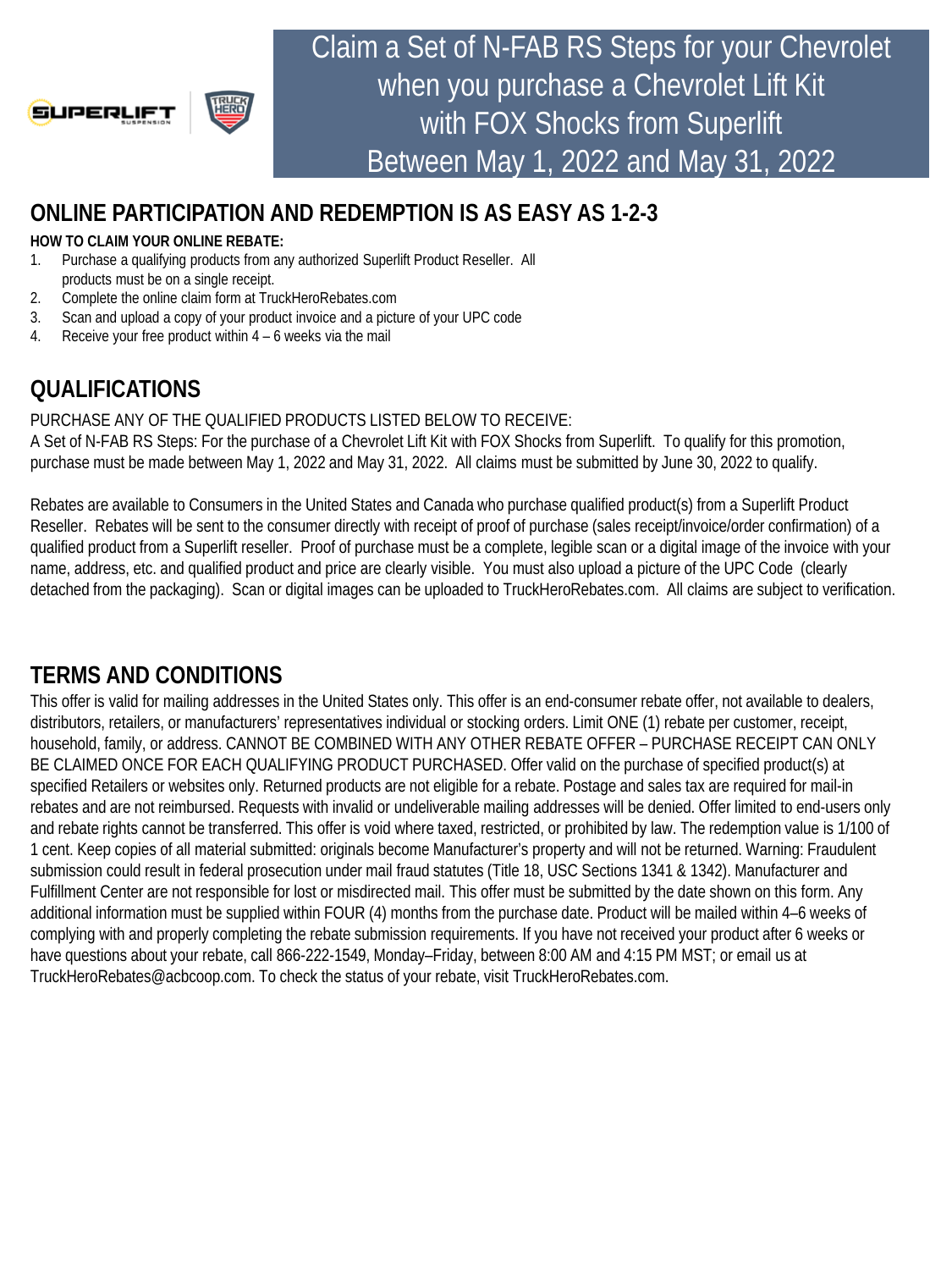# Claim a Set of N-FAB RS Steps for your Chevrolet when you purchase a Chevrolet Lift Kit with FOX Shocks from Superlift Between May 1, 2022 and May 31, 2022

## ONLINE PARTICIPATION AND REDEMPTION IS AS EASY AS 1-2-3

**HOW TO CLAIM YOUR ONLINE REBATE:**

1. Purchase a qualifying products from any authorized Superlift Product Reseller. All products must be on a single receipt.
2. Complete the online claim form at TruckHeroRebates.com
3. Scan and upload a copy of your product invoice and a picture of your UPC code
4. Receive your free product within 4 – 6 weeks via the mail

## QUALIFICATIONS

PURCHASE ANY OF THE QUALIFIED PRODUCTS LISTED BELOW TO RECEIVE:
A Set of N-FAB RS Steps: For the purchase of a Chevrolet Lift Kit with FOX Shocks from Superlift. To qualify for this promotion, purchase must be made between May 1, 2022 and May 31, 2022. All claims must be submitted by June 30, 2022 to qualify.

Rebates are available to Consumers in the United States and Canada who purchase qualified product(s) from a Superlift Product Reseller. Rebates will be sent to the consumer directly with receipt of proof of purchase (sales receipt/invoice/order confirmation) of a qualified product from a Superlift reseller. Proof of purchase must be a complete, legible scan or a digital image of the invoice with your name, address, etc. and qualified product and price are clearly visible. You must also upload a picture of the UPC Code (clearly detached from the packaging). Scan or digital images can be uploaded to TruckHeroRebates.com. All claims are subject to verification.

## TERMS AND CONDITIONS

This offer is valid for mailing addresses in the United States only. This offer is an end-consumer rebate offer, not available to dealers, distributors, retailers, or manufacturers' representatives individual or stocking orders. Limit ONE (1) rebate per customer, receipt, household, family, or address. CANNOT BE COMBINED WITH ANY OTHER REBATE OFFER – PURCHASE RECEIPT CAN ONLY BE CLAIMED ONCE FOR EACH QUALIFYING PRODUCT PURCHASED. Offer valid on the purchase of specified product(s) at specified Retailers or websites only. Returned products are not eligible for a rebate. Postage and sales tax are required for mail-in rebates and are not reimbursed. Requests with invalid or undeliverable mailing addresses will be denied. Offer limited to end-users only and rebate rights cannot be transferred. This offer is void where taxed, restricted, or prohibited by law. The redemption value is 1/100 of 1 cent. Keep copies of all material submitted: originals become Manufacturer's property and will not be returned. Warning: Fraudulent submission could result in federal prosecution under mail fraud statutes (Title 18, USC Sections 1341 & 1342). Manufacturer and Fulfillment Center are not responsible for lost or misdirected mail. This offer must be submitted by the date shown on this form. Any additional information must be supplied within FOUR (4) months from the purchase date. Product will be mailed within 4–6 weeks of complying with and properly completing the rebate submission requirements. If you have not received your product after 6 weeks or have questions about your rebate, call 866-222-1549, Monday–Friday, between 8:00 AM and 4:15 PM MST; or email us at TruckHeroRebates@acbcoop.com. To check the status of your rebate, visit TruckHeroRebates.com.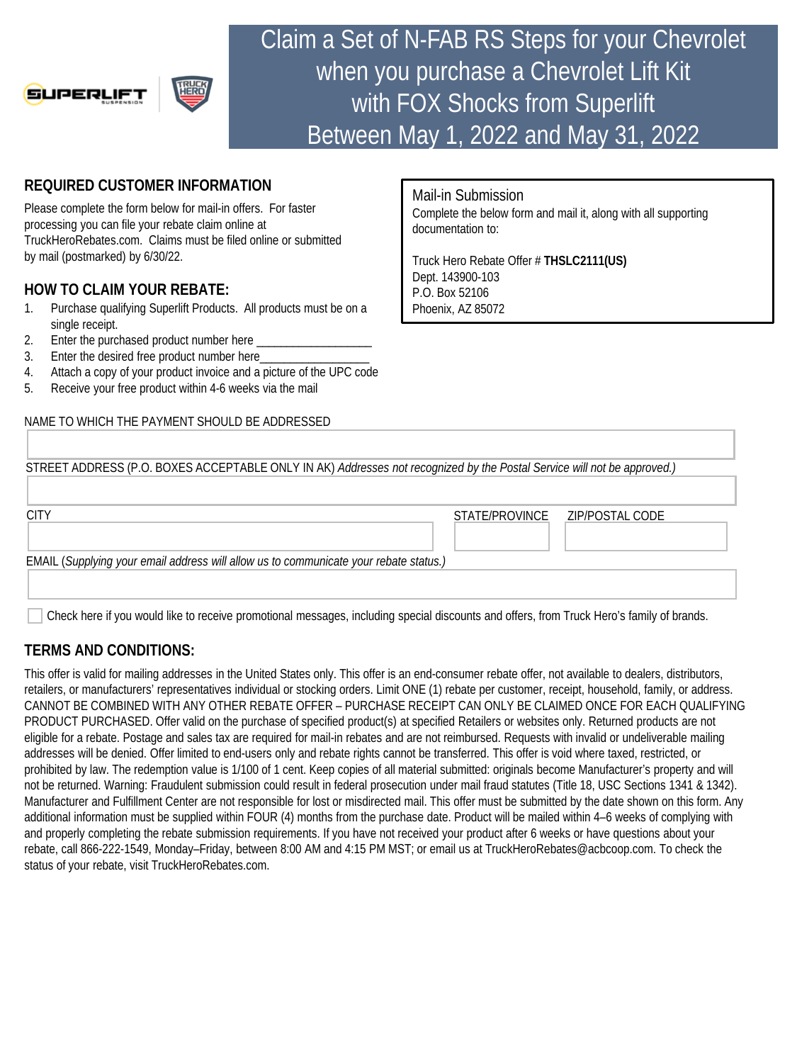# Claim a Set of N-FAB RS Steps for your Chevrolet when you purchase a Chevrolet Lift Kit with FOX Shocks from Superlift Between May 1, 2022 and May 31, 2022

## REQUIRED CUSTOMER INFORMATION

Please complete the form below for mail-in offers. For faster processing you can file your rebate claim online at TruckHeroRebates.com. Claims must be filed online or submitted by mail (postmarked) by 6/30/22.

## HOW TO CLAIM YOUR REBATE:

1. Purchase qualifying Superlift Products. All products must be on a single receipt.
2. Enter the purchased product number here __________________
3. Enter the desired free product number here_________________
4. Attach a copy of your product invoice and a picture of the UPC code
5. Receive your free product within 4-6 weeks via the mail

### Mail-in Submission

Complete the below form and mail it, along with all supporting documentation to:

Truck Hero Rebate Offer # **THSLC2111(US)**
Dept. 143900-103
P.O. Box 52106
Phoenix, AZ 85072

NAME TO WHICH THE PAYMENT SHOULD BE ADDRESSED

STREET ADDRESS (P.O. BOXES ACCEPTABLE ONLY IN AK) *Addresses not recognized by the Postal Service will not be approved.)*

CITY | STATE/PROVINCE | ZIP/POSTAL CODE

EMAIL (*Supplying your email address will allow us to communicate your rebate status.)*

☐ Check here if you would like to receive promotional messages, including special discounts and offers, from Truck Hero's family of brands.

## TERMS AND CONDITIONS:

This offer is valid for mailing addresses in the United States only. This offer is an end-consumer rebate offer, not available to dealers, distributors, retailers, or manufacturers' representatives individual or stocking orders. Limit ONE (1) rebate per customer, receipt, household, family, or address. CANNOT BE COMBINED WITH ANY OTHER REBATE OFFER – PURCHASE RECEIPT CAN ONLY BE CLAIMED ONCE FOR EACH QUALIFYING PRODUCT PURCHASED. Offer valid on the purchase of specified product(s) at specified Retailers or websites only. Returned products are not eligible for a rebate. Postage and sales tax are required for mail-in rebates and are not reimbursed. Requests with invalid or undeliverable mailing addresses will be denied. Offer limited to end-users only and rebate rights cannot be transferred. This offer is void where taxed, restricted, or prohibited by law. The redemption value is 1/100 of 1 cent. Keep copies of all material submitted: originals become Manufacturer's property and will not be returned. Warning: Fraudulent submission could result in federal prosecution under mail fraud statutes (Title 18, USC Sections 1341 & 1342). Manufacturer and Fulfillment Center are not responsible for lost or misdirected mail. This offer must be submitted by the date shown on this form. Any additional information must be supplied within FOUR (4) months from the purchase date. Product will be mailed within 4–6 weeks of complying with and properly completing the rebate submission requirements. If you have not received your product after 6 weeks or have questions about your rebate, call 866-222-1549, Monday–Friday, between 8:00 AM and 4:15 PM MST; or email us at TruckHeroRebates@acbcoop.com. To check the status of your rebate, visit TruckHeroRebates.com.